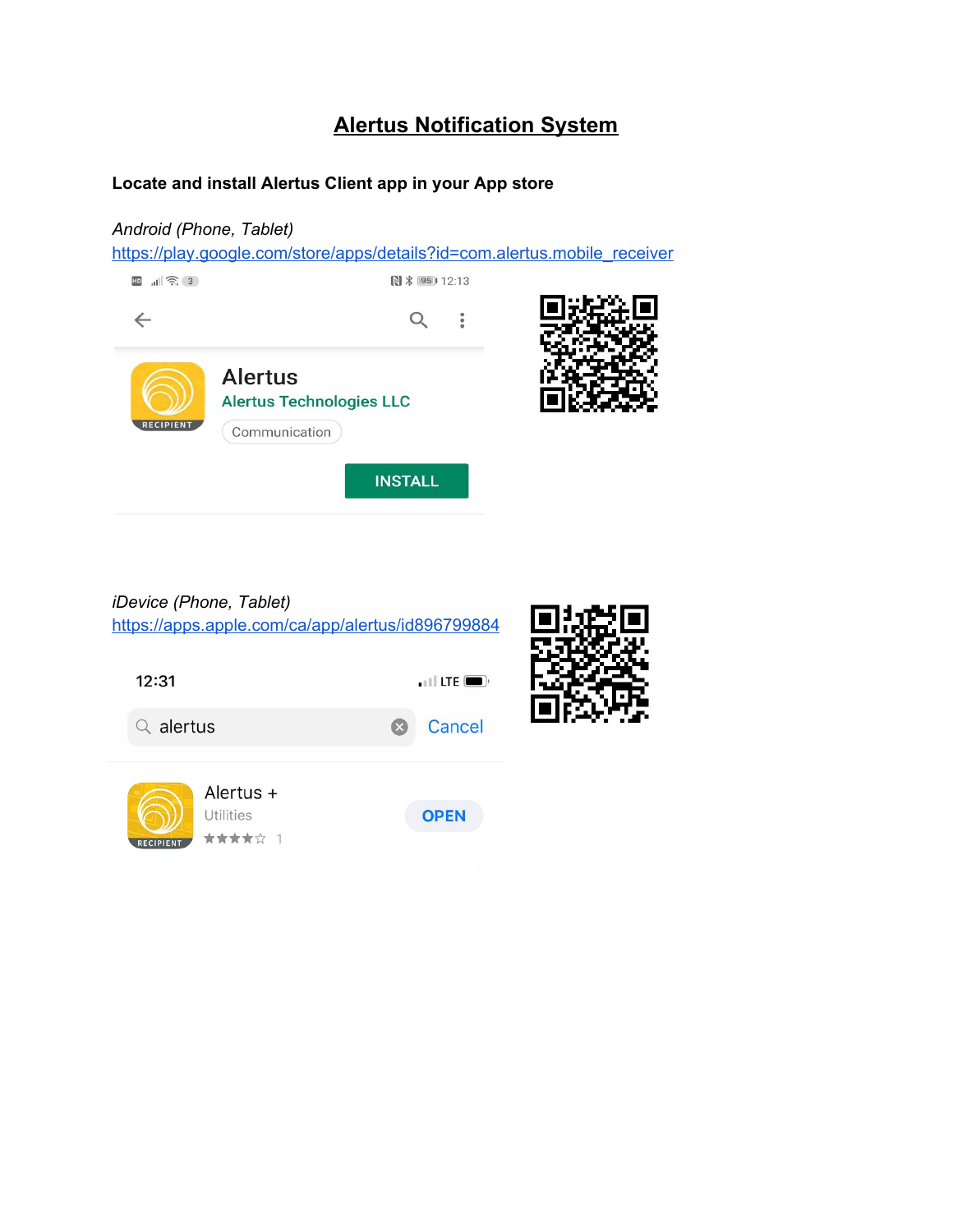# Alertus Notification System

**Locate and install Alertus Client app in your App store**

*Android (Phone, Tablet)*
https://play.google.com/store/apps/details?id=com.alertus.mobile_receiver

*iDevice (Phone, Tablet)*
https://apps.apple.com/ca/app/alertus/id896799884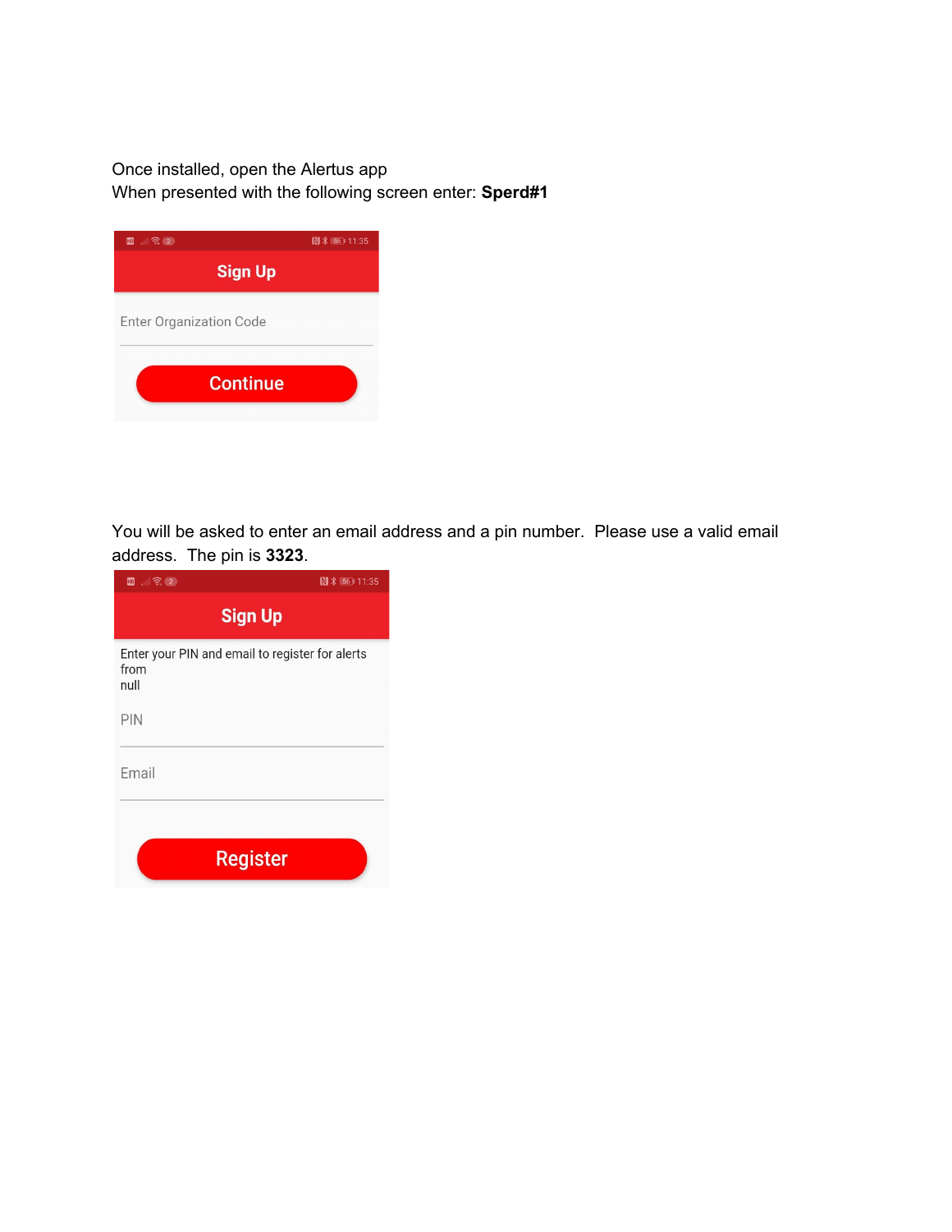Once installed, open the Alertus app

When presented with the following screen enter: **Sperd#1**

You will be asked to enter an email address and a pin number. Please use a valid email address. The pin is **3323**.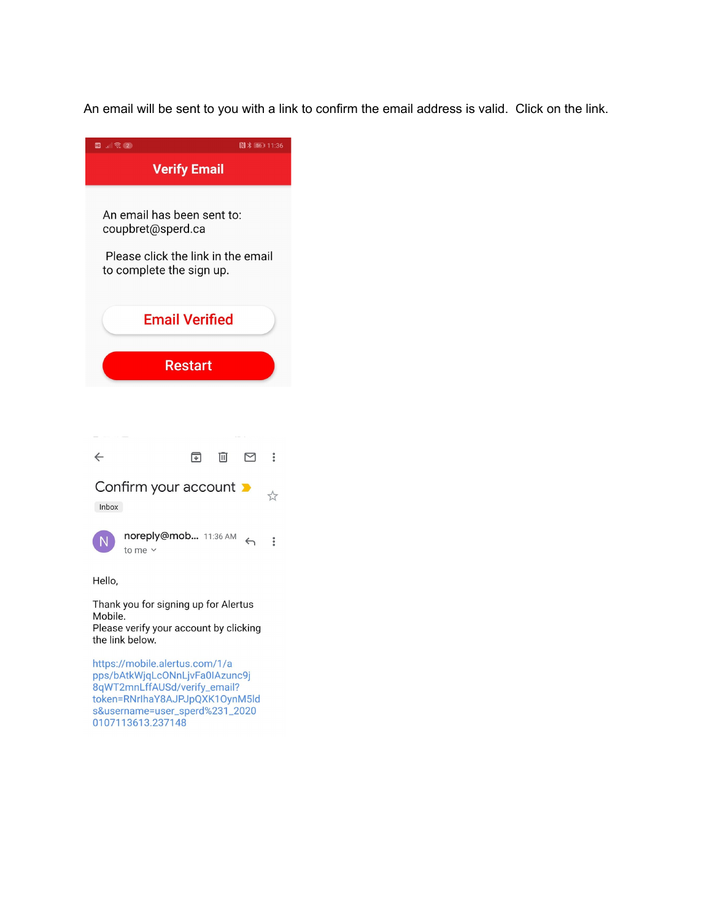An email will be sent to you with a link to confirm the email address is valid. Click on the link.

**Verify Email**

An email has been sent to:
coupbret@sperd.ca

Please click the link in the email to complete the sign up.

Email Verified

Restart

Confirm your account

Inbox

noreply@mob... 11:36 AM

to me

Hello,

Thank you for signing up for Alertus Mobile.
Please verify your account by clicking the link below.

https://mobile.alertus.com/1/apps/bAtkWjqLcONnLjvFa0IAzunc9j8qWT2mnLffAUSd/verify_email?token=RNrlhaY8AJPJpQXK1OynM5lds&username=user_sperd%231_20200107113613.237148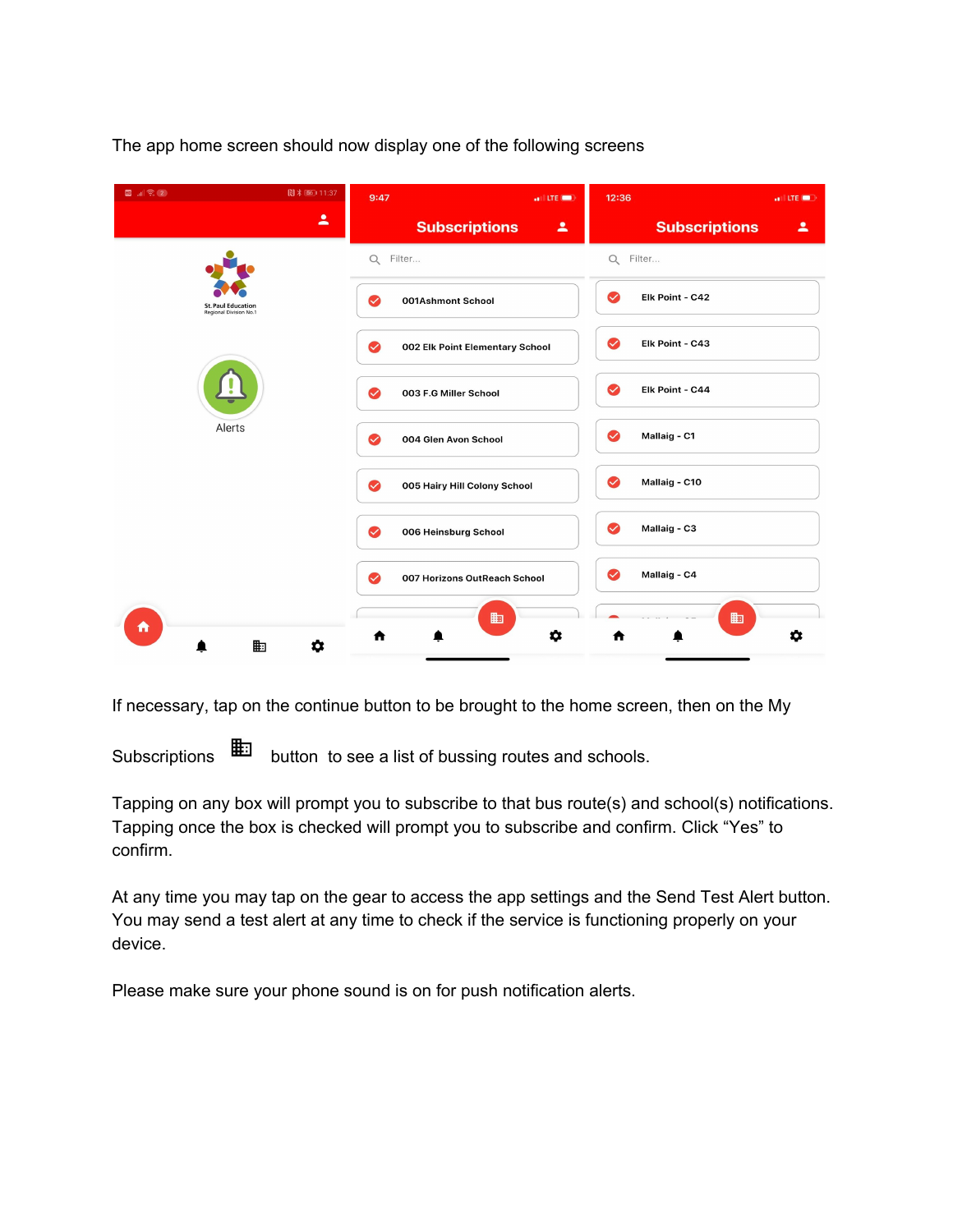The app home screen should now display one of the following screens

If necessary, tap on the continue button to be brought to the home screen, then on the My Subscriptions button to see a list of bussing routes and schools.

Tapping on any box will prompt you to subscribe to that bus route(s) and school(s) notifications. Tapping once the box is checked will prompt you to subscribe and confirm. Click “Yes” to confirm.

At any time you may tap on the gear to access the app settings and the Send Test Alert button. You may send a test alert at any time to check if the service is functioning properly on your device.

Please make sure your phone sound is on for push notification alerts.